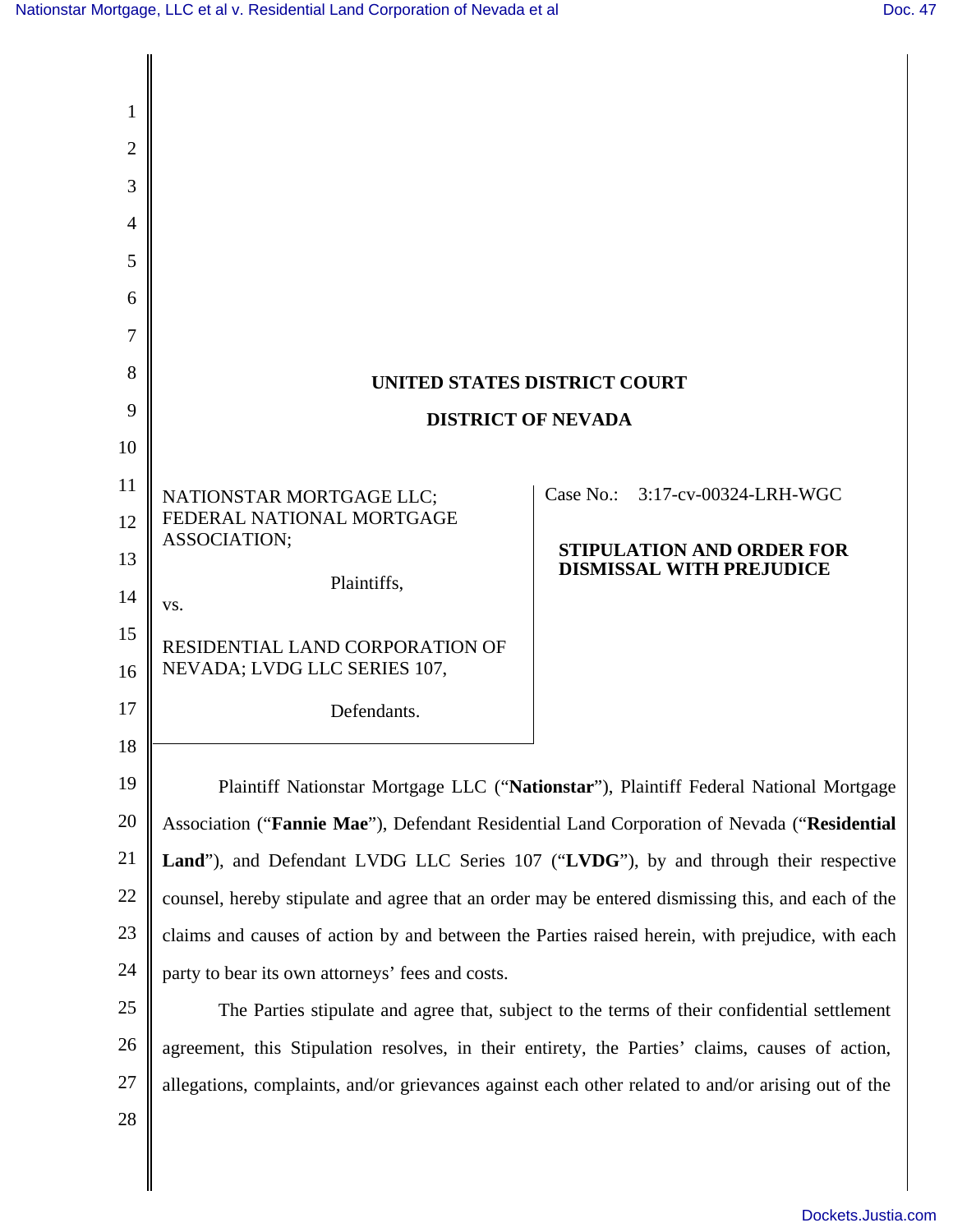**UNITED STATES DISTRICT COURT**

**DISTRICT OF NEVADA**

NATIONSTAR MORTGAGE LLC; FEDERAL NATIONAL MORTGAGE ASSOCIATION;

Plaintiffs,

vs.

RESIDENTIAL LAND CORPORATION OF NEVADA; LVDG LLC SERIES 107,

Defendants.

Case No.: 3:17-cv-00324-LRH-WGC

**STIPULATION AND ORDER FOR DISMISSAL WITH PREJUDICE**

Plaintiff Nationstar Mortgage LLC ("**Nationstar**"), Plaintiff Federal National Mortgage Association ("**Fannie Mae**"), Defendant Residential Land Corporation of Nevada ("**Residential Land**"), and Defendant LVDG LLC Series 107 ("**LVDG**"), by and through their respective counsel, hereby stipulate and agree that an order may be entered dismissing this, and each of the claims and causes of action by and between the Parties raised herein, with prejudice, with each party to bear its own attorneys' fees and costs.

The Parties stipulate and agree that, subject to the terms of their confidential settlement agreement, this Stipulation resolves, in their entirety, the Parties' claims, causes of action, allegations, complaints, and/or grievances against each other related to and/or arising out of the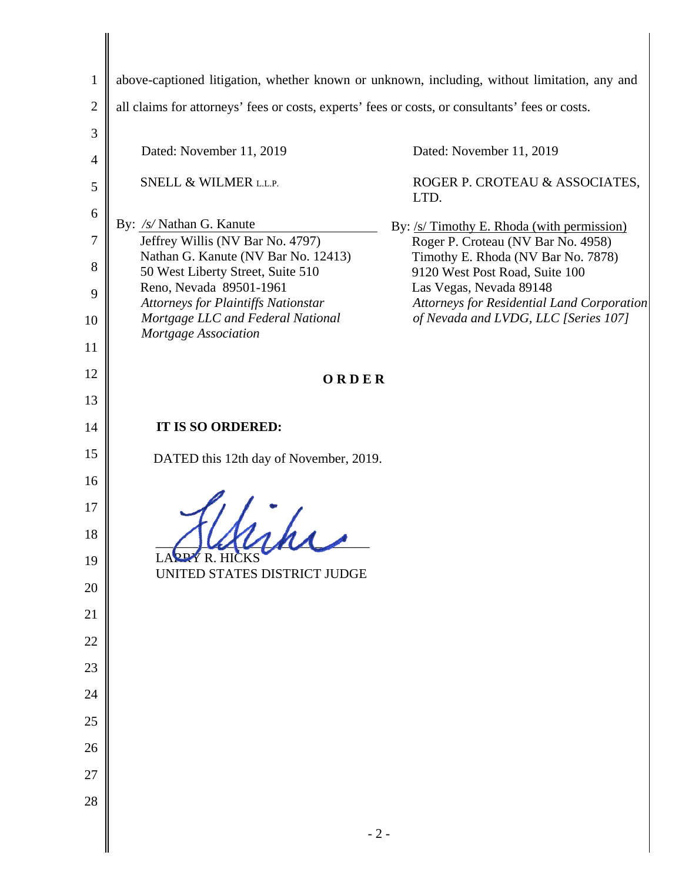above-captioned litigation, whether known or unknown, including, without limitation, any and all claims for attorneys' fees or costs, experts' fees or costs, or consultants' fees or costs.

Dated: November 11, 2019

SNELL & WILMER L.L.P.

By: /s/ Nathan G. Kanute
Jeffrey Willis (NV Bar No. 4797)
Nathan G. Kanute (NV Bar No. 12413)
50 West Liberty Street, Suite 510
Reno, Nevada 89501-1961
*Attorneys for Plaintiffs Nationstar Mortgage LLC and Federal National Mortgage Association*

Dated: November 11, 2019

ROGER P. CROTEAU & ASSOCIATES, LTD.

By: /s/ Timothy E. Rhoda (with permission)
Roger P. Croteau (NV Bar No. 4958)
Timothy E. Rhoda (NV Bar No. 7878)
9120 West Post Road, Suite 100
Las Vegas, Nevada 89148
*Attorneys for Residential Land Corporation of Nevada and LVDG, LLC [Series 107]*

**ORDER**

**IT IS SO ORDERED:**

DATED this 12th day of November, 2019.

LARRY R. HICKS
UNITED STATES DISTRICT JUDGE